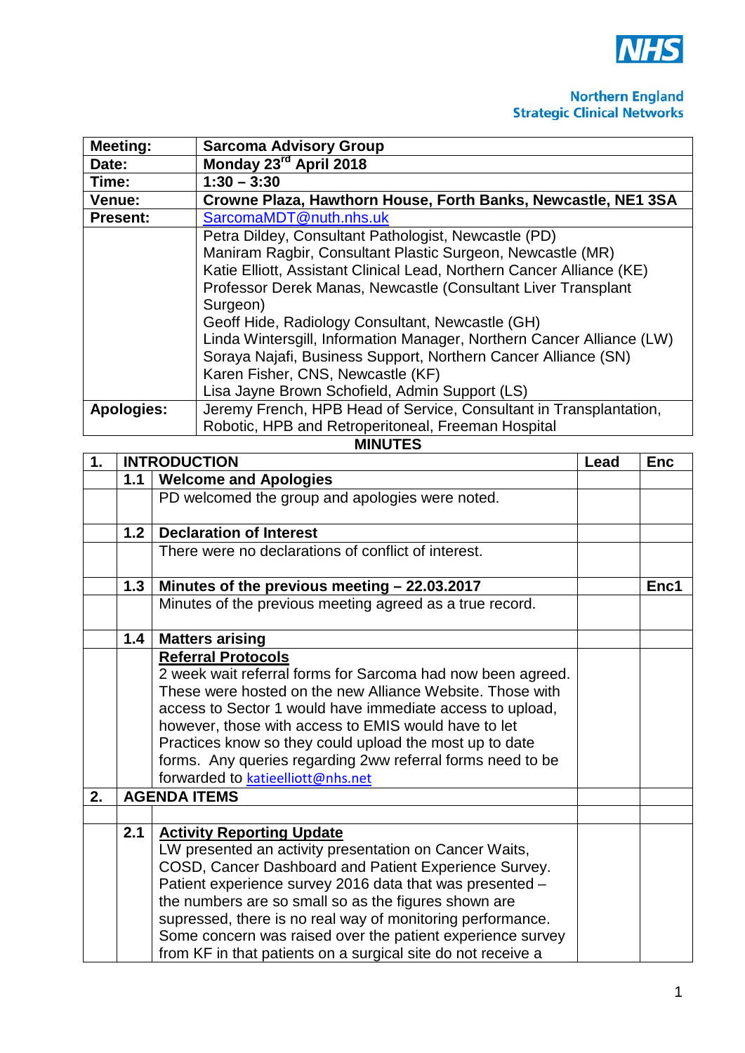Northern England
Strategic Clinical Networks

| | |
|---|---|
| **Meeting:** | **Sarcoma Advisory Group** |
| **Date:** | **Monday 23rd April 2018** |
| **Time:** | **1:30 – 3:30** |
| **Venue:** | **Crowne Plaza, Hawthorn House, Forth Banks, Newcastle, NE1 3SA** |
| **Present:** | SarcomaMDT@nuth.nhs.uk |
| | Petra Dildey, Consultant Pathologist, Newcastle (PD)<br>Maniram Ragbir, Consultant Plastic Surgeon, Newcastle (MR)<br>Katie Elliott, Assistant Clinical Lead, Northern Cancer Alliance (KE)<br>Professor Derek Manas, Newcastle (Consultant Liver Transplant Surgeon)<br>Geoff Hide, Radiology Consultant, Newcastle (GH)<br>Linda Wintersgill, Information Manager, Northern Cancer Alliance (LW)<br>Soraya Najafi, Business Support, Northern Cancer Alliance (SN)<br>Karen Fisher, CNS, Newcastle (KF)<br>Lisa Jayne Brown Schofield, Admin Support (LS) |
| **Apologies:** | Jeremy French, HPB Head of Service, Consultant in Transplantation, Robotic, HPB and Retroperitoneal, Freeman Hospital |

**MINUTES**

| | | | Lead | Enc |
|---|---|---|---|---|
| **1.** | **INTRODUCTION** | | | |
| | **1.1** | **Welcome and Apologies** | | |
| | | PD welcomed the group and apologies were noted. | | |
| | **1.2** | **Declaration of Interest** | | |
| | | There were no declarations of conflict of interest. | | |
| | **1.3** | **Minutes of the previous meeting – 22.03.2017** | | **Enc1** |
| | | Minutes of the previous meeting agreed as a true record. | | |
| | **1.4** | **Matters arising** | | |
| | | **Referral Protocols**<br>2 week wait referral forms for Sarcoma had now been agreed. These were hosted on the new Alliance Website. Those with access to Sector 1 would have immediate access to upload, however, those with access to EMIS would have to let Practices know so they could upload the most up to date forms. Any queries regarding 2ww referral forms need to be forwarded to katieelliott@nhs.net | | |
| **2.** | **AGENDA ITEMS** | | | |
| | | | | |
| | **2.1** | **Activity Reporting Update**<br>LW presented an activity presentation on Cancer Waits, COSD, Cancer Dashboard and Patient Experience Survey. Patient experience survey 2016 data that was presented – the numbers are so small so as the figures shown are supressed, there is no real way of monitoring performance. Some concern was raised over the patient experience survey from KF in that patients on a surgical site do not receive a | | |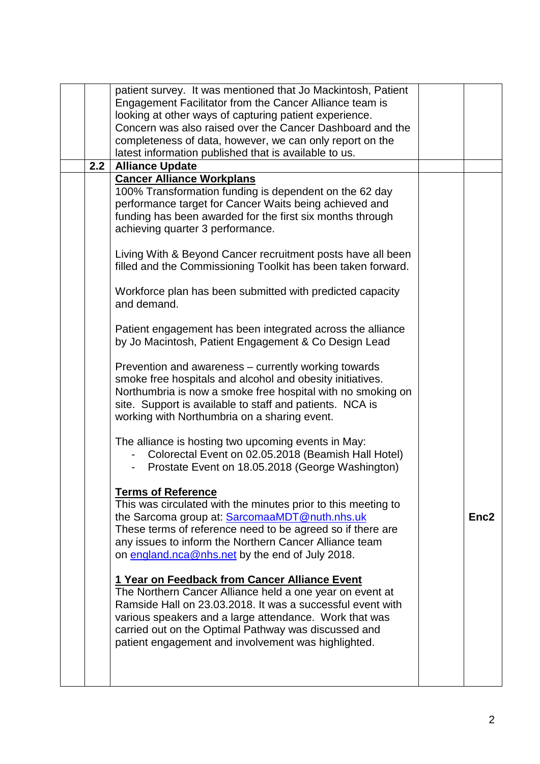| | | | | |
|---|---|---|---|---|
| | | patient survey. It was mentioned that Jo Mackintosh, Patient Engagement Facilitator from the Cancer Alliance team is looking at other ways of capturing patient experience. Concern was also raised over the Cancer Dashboard and the completeness of data, however, we can only report on the latest information published that is available to us. | | |
| | **2.2** | **Alliance Update** | | |
| | | **Cancer Alliance Workplans**<br>100% Transformation funding is dependent on the 62 day performance target for Cancer Waits being achieved and funding has been awarded for the first six months through achieving quarter 3 performance.<br><br>Living With & Beyond Cancer recruitment posts have all been filled and the Commissioning Toolkit has been taken forward.<br><br>Workforce plan has been submitted with predicted capacity and demand.<br><br>Patient engagement has been integrated across the alliance by Jo Macintosh, Patient Engagement & Co Design Lead<br><br>Prevention and awareness – currently working towards smoke free hospitals and alcohol and obesity initiatives. Northumbria is now a smoke free hospital with no smoking on site. Support is available to staff and patients. NCA is working with Northumbria on a sharing event.<br><br>The alliance is hosting two upcoming events in May:<br>- Colorectal Event on 02.05.2018 (Beamish Hall Hotel)<br>- Prostate Event on 18.05.2018 (George Washington)<br><br>**Terms of Reference**<br>This was circulated with the minutes prior to this meeting to the Sarcoma group at: SarcomaaMDT@nuth.nhs.uk<br>These terms of reference need to be agreed so if there are any issues to inform the Northern Cancer Alliance team on england.nca@nhs.net by the end of July 2018.<br><br>**1 Year on Feedback from Cancer Alliance Event**<br>The Northern Cancer Alliance held a one year on event at Ramside Hall on 23.03.2018. It was a successful event with various speakers and a large attendance. Work that was carried out on the Optimal Pathway was discussed and patient engagement and involvement was highlighted. | | **Enc2** |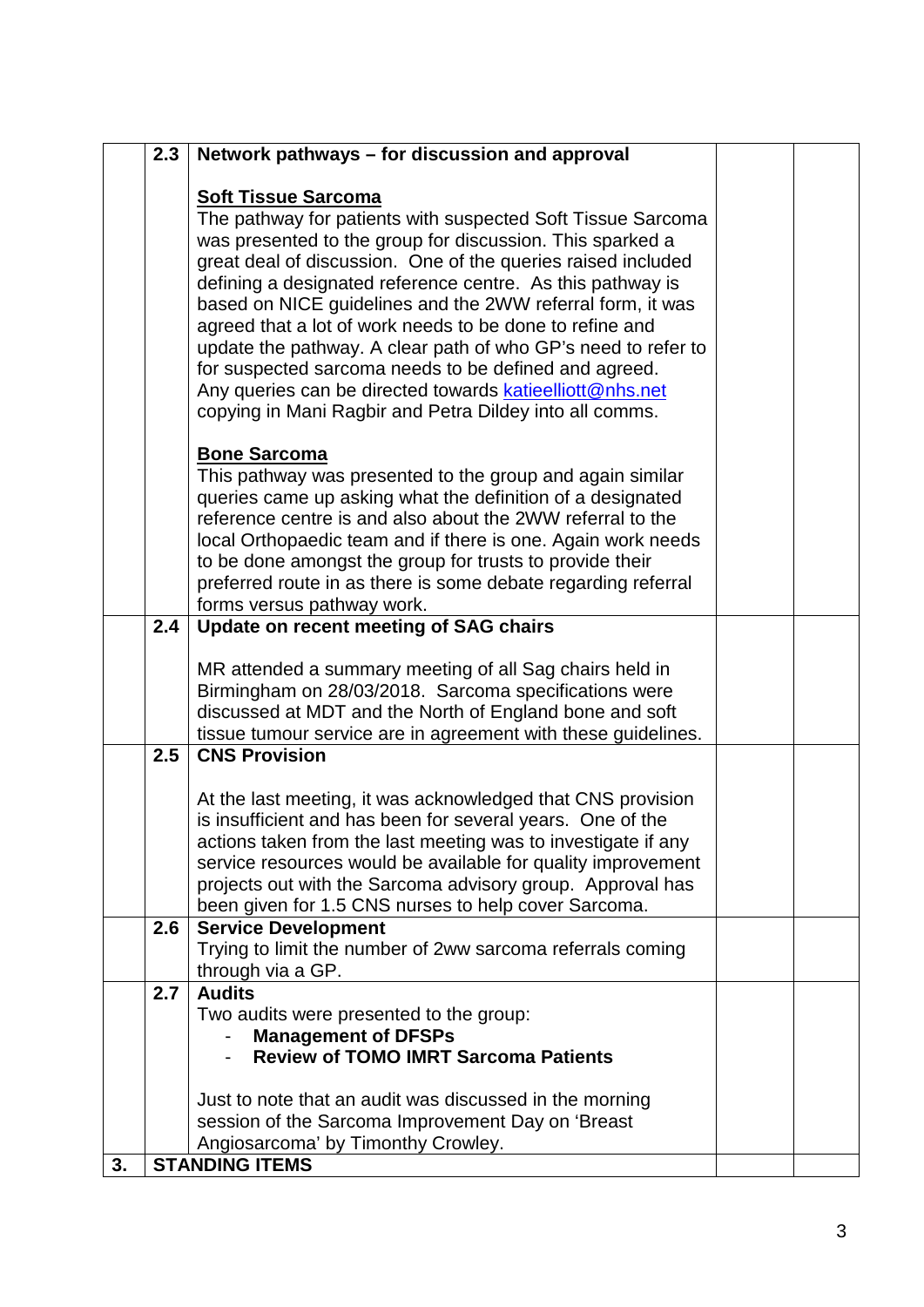| | | | | |
|---|---|---|---|---|
| | 2.3 | **Network pathways – for discussion and approval**<br><br>**<u>Soft Tissue Sarcoma</u>**<br>The pathway for patients with suspected Soft Tissue Sarcoma was presented to the group for discussion. This sparked a great deal of discussion. One of the queries raised included defining a designated reference centre. As this pathway is based on NICE guidelines and the 2WW referral form, it was agreed that a lot of work needs to be done to refine and update the pathway. A clear path of who GP's need to refer to for suspected sarcoma needs to be defined and agreed. Any queries can be directed towards katieelliott@nhs.net copying in Mani Ragbir and Petra Dildey into all comms.<br><br>**<u>Bone Sarcoma</u>**<br>This pathway was presented to the group and again similar queries came up asking what the definition of a designated reference centre is and also about the 2WW referral to the local Orthopaedic team and if there is one. Again work needs to be done amongst the group for trusts to provide their preferred route in as there is some debate regarding referral forms versus pathway work. | | |
| | 2.4 | **Update on recent meeting of SAG chairs**<br><br>MR attended a summary meeting of all Sag chairs held in Birmingham on 28/03/2018. Sarcoma specifications were discussed at MDT and the North of England bone and soft tissue tumour service are in agreement with these guidelines. | | |
| | 2.5 | **CNS Provision**<br><br>At the last meeting, it was acknowledged that CNS provision is insufficient and has been for several years. One of the actions taken from the last meeting was to investigate if any service resources would be available for quality improvement projects out with the Sarcoma advisory group. Approval has been given for 1.5 CNS nurses to help cover Sarcoma. | | |
| | 2.6 | **Service Development**<br>Trying to limit the number of 2ww sarcoma referrals coming through via a GP. | | |
| | 2.7 | **Audits**<br>Two audits were presented to the group:<br>- **Management of DFSPs**<br>- **Review of TOMO IMRT Sarcoma Patients**<br><br>Just to note that an audit was discussed in the morning session of the Sarcoma Improvement Day on 'Breast Angiosarcoma' by Timonthy Crowley. | | |
| **3.** | **STANDING ITEMS** | | | |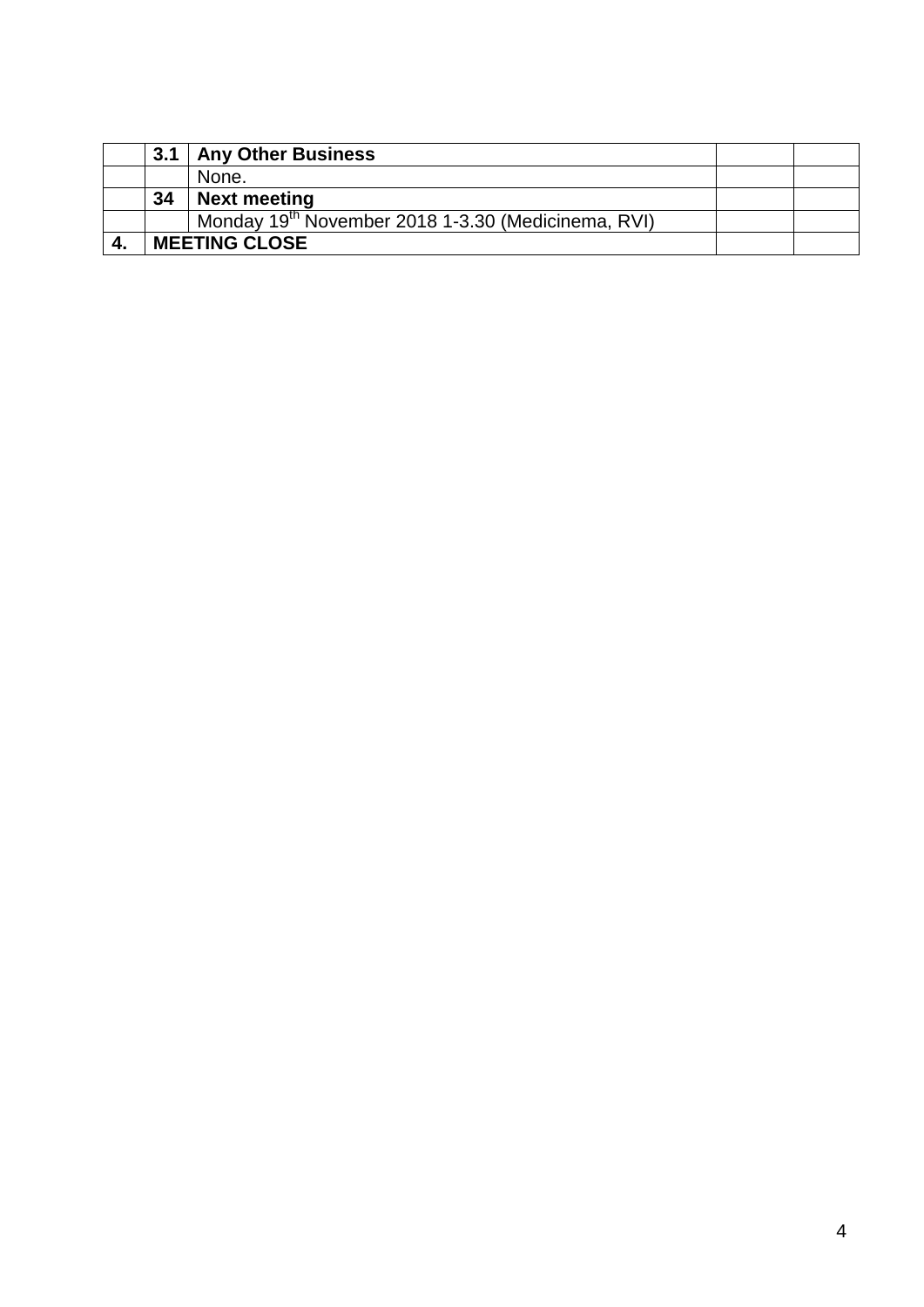| | | | | |
|---|---|---|---|---|
| | **3.1** | **Any Other Business** | | |
| | | None. | | |
| | **34** | **Next meeting** | | |
| | | Monday 19th November 2018 1-3.30 (Medicinema, RVI) | | |
| **4.** | **MEETING CLOSE** | | | |